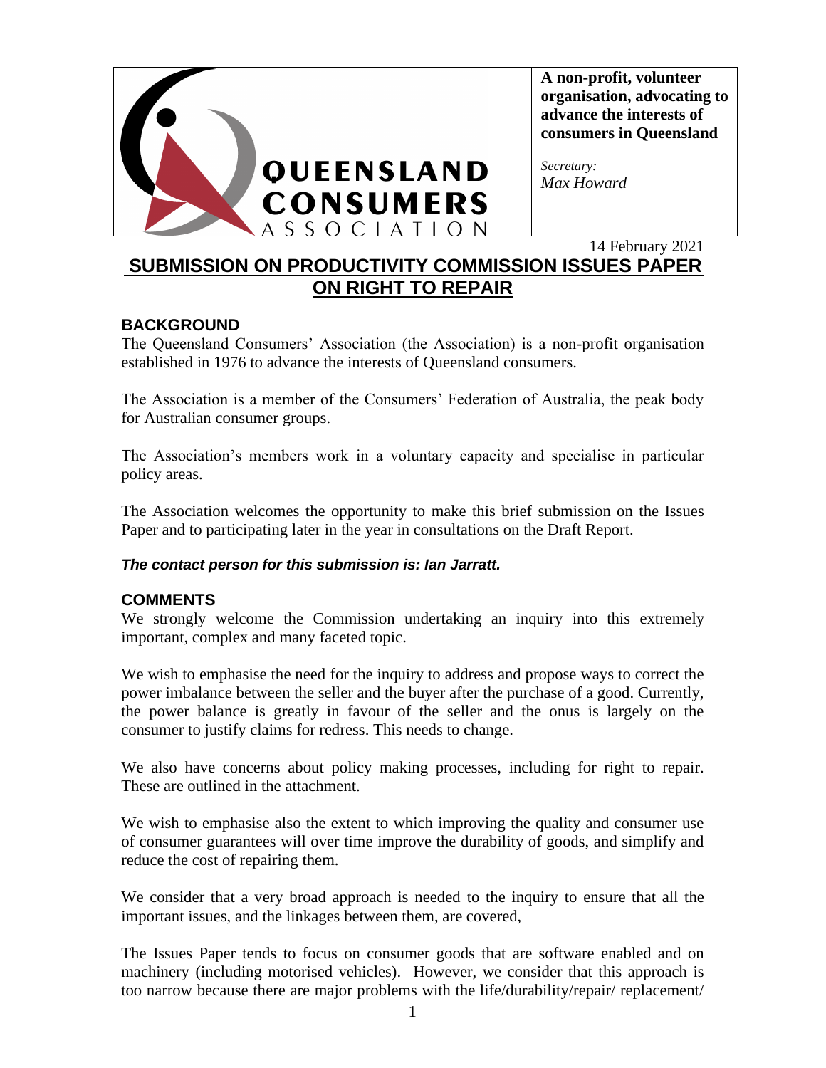QUEENSLAND CONSUMERS ASSOCIATION

**A non-profit, volunteer organisation, advocating to advance the interests of consumers in Queensland**

*Secretary:*
*Max Howard*

14 February 2021

# SUBMISSION ON PRODUCTIVITY COMMISSION ISSUES PAPER ON RIGHT TO REPAIR

## BACKGROUND

The Queensland Consumers' Association (the Association) is a non-profit organisation established in 1976 to advance the interests of Queensland consumers.

The Association is a member of the Consumers' Federation of Australia, the peak body for Australian consumer groups.

The Association's members work in a voluntary capacity and specialise in particular policy areas.

The Association welcomes the opportunity to make this brief submission on the Issues Paper and to participating later in the year in consultations on the Draft Report.

***The contact person for this submission is: Ian Jarratt.***

## COMMENTS

We strongly welcome the Commission undertaking an inquiry into this extremely important, complex and many faceted topic.

We wish to emphasise the need for the inquiry to address and propose ways to correct the power imbalance between the seller and the buyer after the purchase of a good. Currently, the power balance is greatly in favour of the seller and the onus is largely on the consumer to justify claims for redress. This needs to change.

We also have concerns about policy making processes, including for right to repair. These are outlined in the attachment.

We wish to emphasise also the extent to which improving the quality and consumer use of consumer guarantees will over time improve the durability of goods, and simplify and reduce the cost of repairing them.

We consider that a very broad approach is needed to the inquiry to ensure that all the important issues, and the linkages between them, are covered,

The Issues Paper tends to focus on consumer goods that are software enabled and on machinery (including motorised vehicles). However, we consider that this approach is too narrow because there are major problems with the life/durability/repair/ replacement/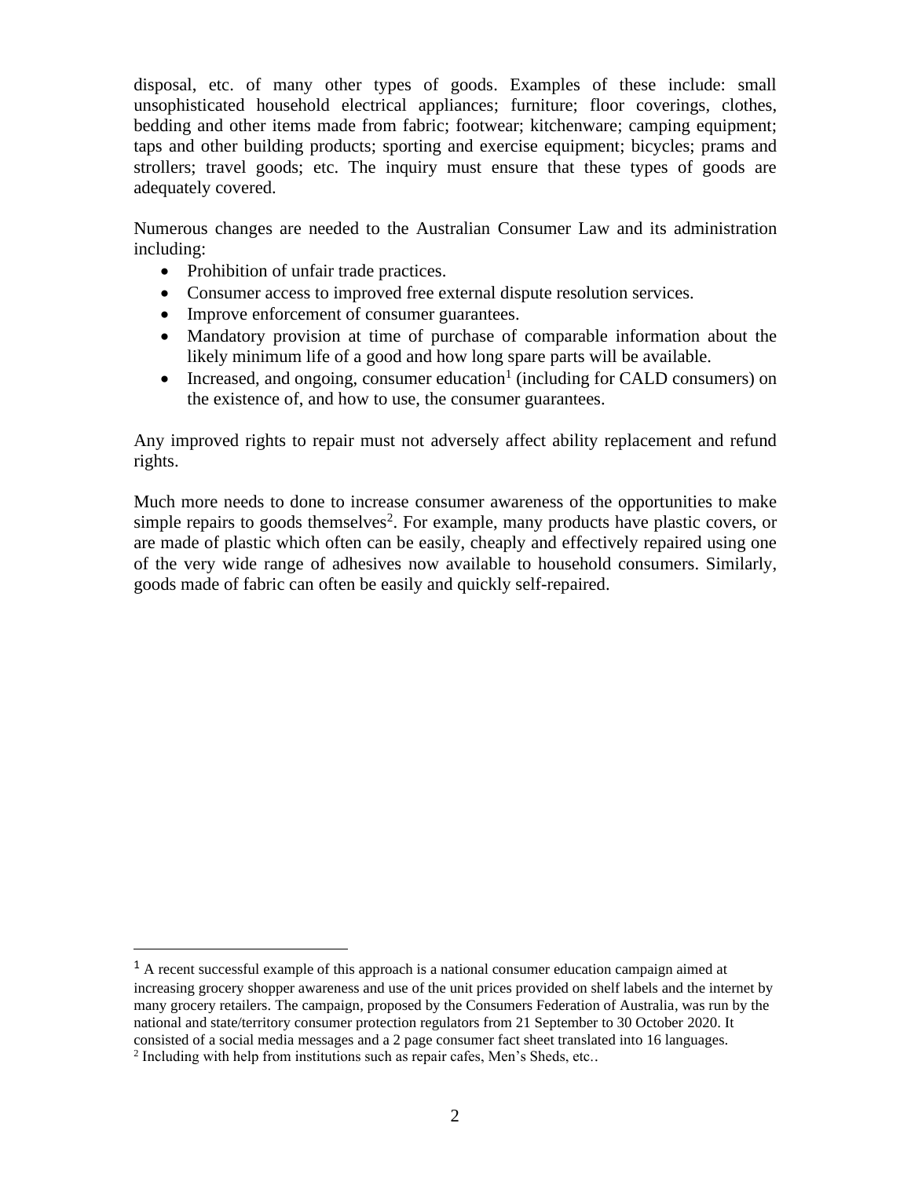disposal, etc. of many other types of goods. Examples of these include: small unsophisticated household electrical appliances; furniture; floor coverings, clothes, bedding and other items made from fabric; footwear; kitchenware; camping equipment; taps and other building products; sporting and exercise equipment; bicycles; prams and strollers; travel goods; etc. The inquiry must ensure that these types of goods are adequately covered.

Numerous changes are needed to the Australian Consumer Law and its administration including:

- Prohibition of unfair trade practices.
- Consumer access to improved free external dispute resolution services.
- Improve enforcement of consumer guarantees.
- Mandatory provision at time of purchase of comparable information about the likely minimum life of a good and how long spare parts will be available.
- Increased, and ongoing, consumer education[1] (including for CALD consumers) on the existence of, and how to use, the consumer guarantees.

Any improved rights to repair must not adversely affect ability replacement and refund rights.

Much more needs to done to increase consumer awareness of the opportunities to make simple repairs to goods themselves[2]. For example, many products have plastic covers, or are made of plastic which often can be easily, cheaply and effectively repaired using one of the very wide range of adhesives now available to household consumers. Similarly, goods made of fabric can often be easily and quickly self-repaired.

---

[1] A recent successful example of this approach is a national consumer education campaign aimed at increasing grocery shopper awareness and use of the unit prices provided on shelf labels and the internet by many grocery retailers. The campaign, proposed by the Consumers Federation of Australia, was run by the national and state/territory consumer protection regulators from 21 September to 30 October 2020. It consisted of a social media messages and a 2 page consumer fact sheet translated into 16 languages.

[2] Including with help from institutions such as repair cafes, Men's Sheds, etc..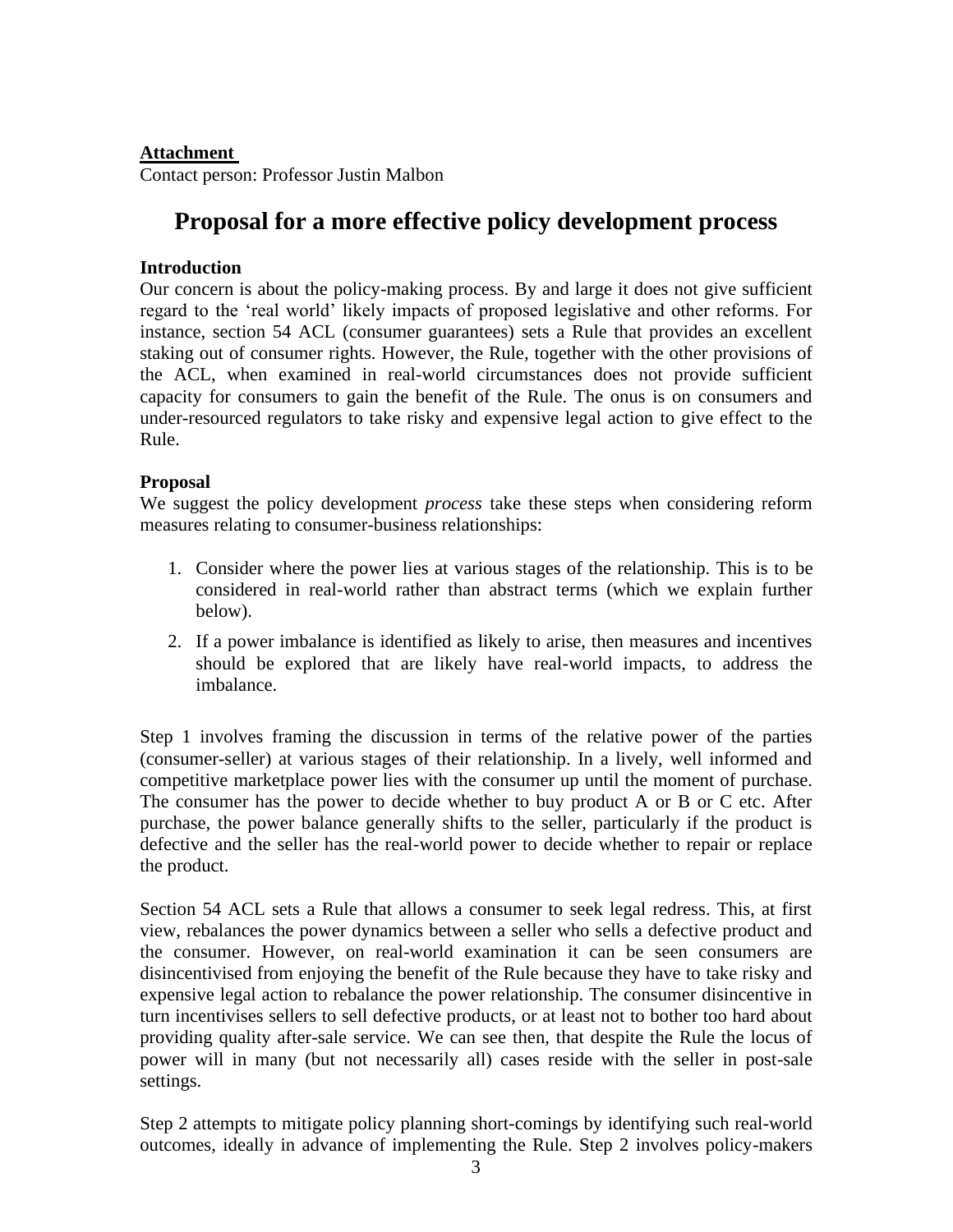**Attachment**

Contact person: Professor Justin Malbon

# Proposal for a more effective policy development process

**Introduction**

Our concern is about the policy-making process. By and large it does not give sufficient regard to the 'real world' likely impacts of proposed legislative and other reforms. For instance, section 54 ACL (consumer guarantees) sets a Rule that provides an excellent staking out of consumer rights. However, the Rule, together with the other provisions of the ACL, when examined in real-world circumstances does not provide sufficient capacity for consumers to gain the benefit of the Rule. The onus is on consumers and under-resourced regulators to take risky and expensive legal action to give effect to the Rule.

**Proposal**

We suggest the policy development *process* take these steps when considering reform measures relating to consumer-business relationships:

1. Consider where the power lies at various stages of the relationship. This is to be considered in real-world rather than abstract terms (which we explain further below).
2. If a power imbalance is identified as likely to arise, then measures and incentives should be explored that are likely have real-world impacts, to address the imbalance.

Step 1 involves framing the discussion in terms of the relative power of the parties (consumer-seller) at various stages of their relationship. In a lively, well informed and competitive marketplace power lies with the consumer up until the moment of purchase. The consumer has the power to decide whether to buy product A or B or C etc. After purchase, the power balance generally shifts to the seller, particularly if the product is defective and the seller has the real-world power to decide whether to repair or replace the product.

Section 54 ACL sets a Rule that allows a consumer to seek legal redress. This, at first view, rebalances the power dynamics between a seller who sells a defective product and the consumer. However, on real-world examination it can be seen consumers are disincentivised from enjoying the benefit of the Rule because they have to take risky and expensive legal action to rebalance the power relationship. The consumer disincentive in turn incentivises sellers to sell defective products, or at least not to bother too hard about providing quality after-sale service. We can see then, that despite the Rule the locus of power will in many (but not necessarily all) cases reside with the seller in post-sale settings.

Step 2 attempts to mitigate policy planning short-comings by identifying such real-world outcomes, ideally in advance of implementing the Rule. Step 2 involves policy-makers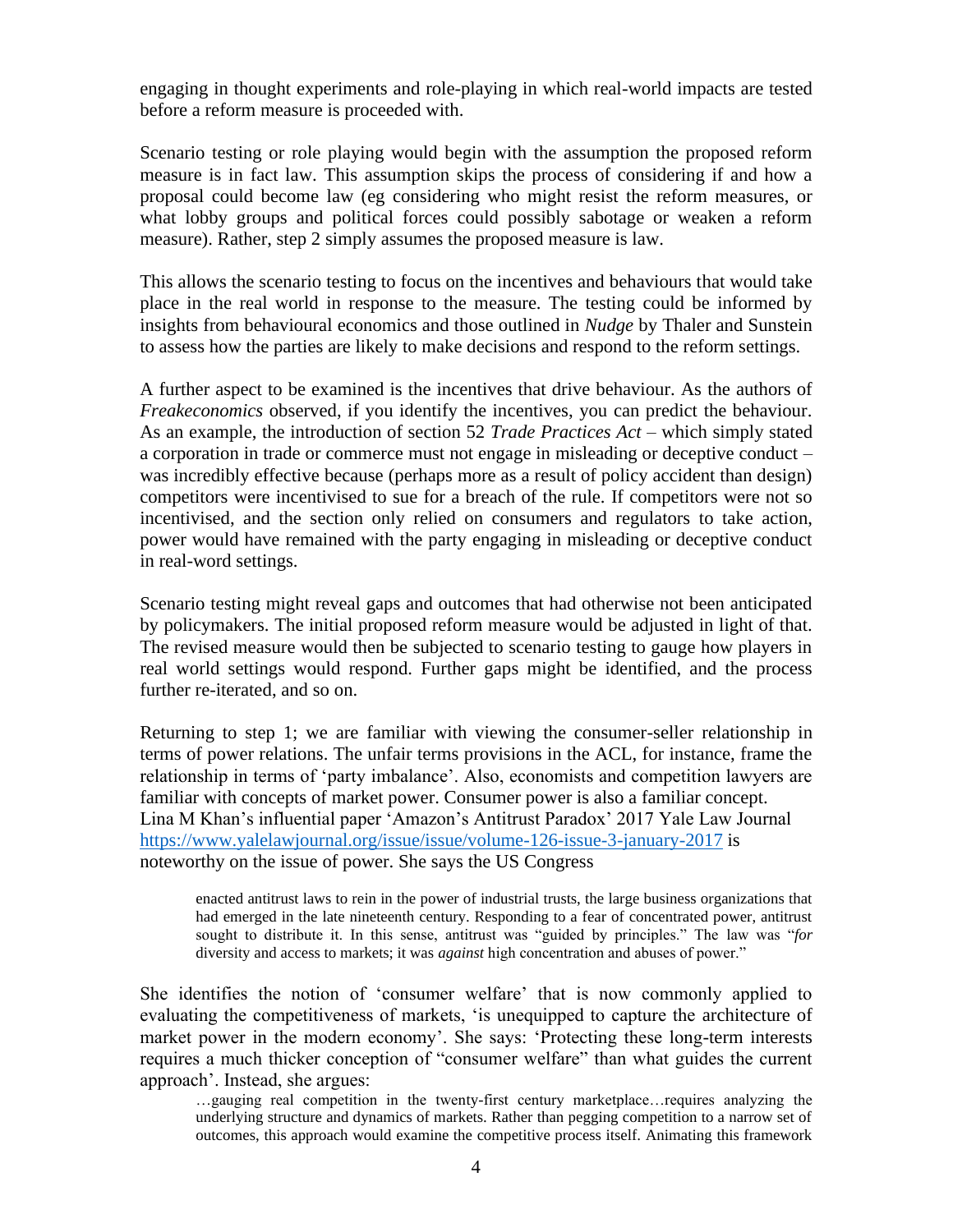engaging in thought experiments and role-playing in which real-world impacts are tested before a reform measure is proceeded with.

Scenario testing or role playing would begin with the assumption the proposed reform measure is in fact law. This assumption skips the process of considering if and how a proposal could become law (eg considering who might resist the reform measures, or what lobby groups and political forces could possibly sabotage or weaken a reform measure). Rather, step 2 simply assumes the proposed measure is law.

This allows the scenario testing to focus on the incentives and behaviours that would take place in the real world in response to the measure. The testing could be informed by insights from behavioural economics and those outlined in *Nudge* by Thaler and Sunstein to assess how the parties are likely to make decisions and respond to the reform settings.

A further aspect to be examined is the incentives that drive behaviour. As the authors of *Freakeconomics* observed, if you identify the incentives, you can predict the behaviour. As an example, the introduction of section 52 *Trade Practices Act* – which simply stated a corporation in trade or commerce must not engage in misleading or deceptive conduct – was incredibly effective because (perhaps more as a result of policy accident than design) competitors were incentivised to sue for a breach of the rule. If competitors were not so incentivised, and the section only relied on consumers and regulators to take action, power would have remained with the party engaging in misleading or deceptive conduct in real-word settings.

Scenario testing might reveal gaps and outcomes that had otherwise not been anticipated by policymakers. The initial proposed reform measure would be adjusted in light of that. The revised measure would then be subjected to scenario testing to gauge how players in real world settings would respond. Further gaps might be identified, and the process further re-iterated, and so on.

Returning to step 1; we are familiar with viewing the consumer-seller relationship in terms of power relations. The unfair terms provisions in the ACL, for instance, frame the relationship in terms of 'party imbalance'. Also, economists and competition lawyers are familiar with concepts of market power. Consumer power is also a familiar concept. Lina M Khan's influential paper 'Amazon's Antitrust Paradox' 2017 Yale Law Journal https://www.yalelawjournal.org/issue/issue/volume-126-issue-3-january-2017 is noteworthy on the issue of power. She says the US Congress

> enacted antitrust laws to rein in the power of industrial trusts, the large business organizations that had emerged in the late nineteenth century. Responding to a fear of concentrated power, antitrust sought to distribute it. In this sense, antitrust was "guided by principles." The law was "*for* diversity and access to markets; it was *against* high concentration and abuses of power."

She identifies the notion of 'consumer welfare' that is now commonly applied to evaluating the competitiveness of markets, 'is unequipped to capture the architecture of market power in the modern economy'. She says: 'Protecting these long-term interests requires a much thicker conception of "consumer welfare" than what guides the current approach'. Instead, she argues:

> …gauging real competition in the twenty-first century marketplace…requires analyzing the underlying structure and dynamics of markets. Rather than pegging competition to a narrow set of outcomes, this approach would examine the competitive process itself. Animating this framework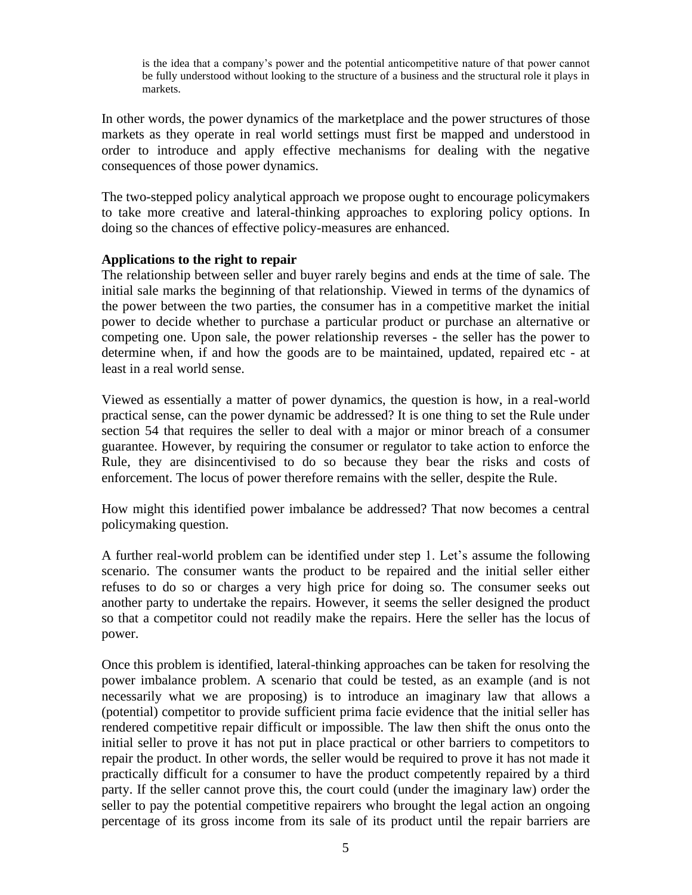> is the idea that a company's power and the potential anticompetitive nature of that power cannot be fully understood without looking to the structure of a business and the structural role it plays in markets.

In other words, the power dynamics of the marketplace and the power structures of those markets as they operate in real world settings must first be mapped and understood in order to introduce and apply effective mechanisms for dealing with the negative consequences of those power dynamics.

The two-stepped policy analytical approach we propose ought to encourage policymakers to take more creative and lateral-thinking approaches to exploring policy options. In doing so the chances of effective policy-measures are enhanced.

**Applications to the right to repair**

The relationship between seller and buyer rarely begins and ends at the time of sale. The initial sale marks the beginning of that relationship. Viewed in terms of the dynamics of the power between the two parties, the consumer has in a competitive market the initial power to decide whether to purchase a particular product or purchase an alternative or competing one. Upon sale, the power relationship reverses - the seller has the power to determine when, if and how the goods are to be maintained, updated, repaired etc - at least in a real world sense.

Viewed as essentially a matter of power dynamics, the question is how, in a real-world practical sense, can the power dynamic be addressed? It is one thing to set the Rule under section 54 that requires the seller to deal with a major or minor breach of a consumer guarantee. However, by requiring the consumer or regulator to take action to enforce the Rule, they are disincentivised to do so because they bear the risks and costs of enforcement. The locus of power therefore remains with the seller, despite the Rule.

How might this identified power imbalance be addressed? That now becomes a central policymaking question.

A further real-world problem can be identified under step 1. Let's assume the following scenario. The consumer wants the product to be repaired and the initial seller either refuses to do so or charges a very high price for doing so. The consumer seeks out another party to undertake the repairs. However, it seems the seller designed the product so that a competitor could not readily make the repairs. Here the seller has the locus of power.

Once this problem is identified, lateral-thinking approaches can be taken for resolving the power imbalance problem. A scenario that could be tested, as an example (and is not necessarily what we are proposing) is to introduce an imaginary law that allows a (potential) competitor to provide sufficient prima facie evidence that the initial seller has rendered competitive repair difficult or impossible. The law then shift the onus onto the initial seller to prove it has not put in place practical or other barriers to competitors to repair the product. In other words, the seller would be required to prove it has not made it practically difficult for a consumer to have the product competently repaired by a third party. If the seller cannot prove this, the court could (under the imaginary law) order the seller to pay the potential competitive repairers who brought the legal action an ongoing percentage of its gross income from its sale of its product until the repair barriers are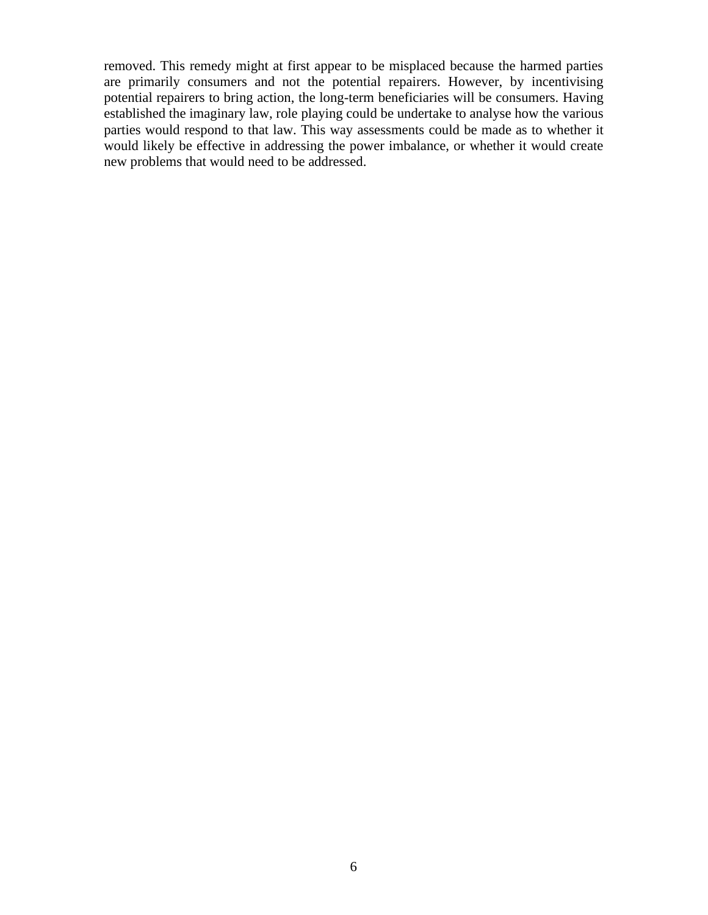removed. This remedy might at first appear to be misplaced because the harmed parties are primarily consumers and not the potential repairers. However, by incentivising potential repairers to bring action, the long-term beneficiaries will be consumers. Having established the imaginary law, role playing could be undertake to analyse how the various parties would respond to that law. This way assessments could be made as to whether it would likely be effective in addressing the power imbalance, or whether it would create new problems that would need to be addressed.